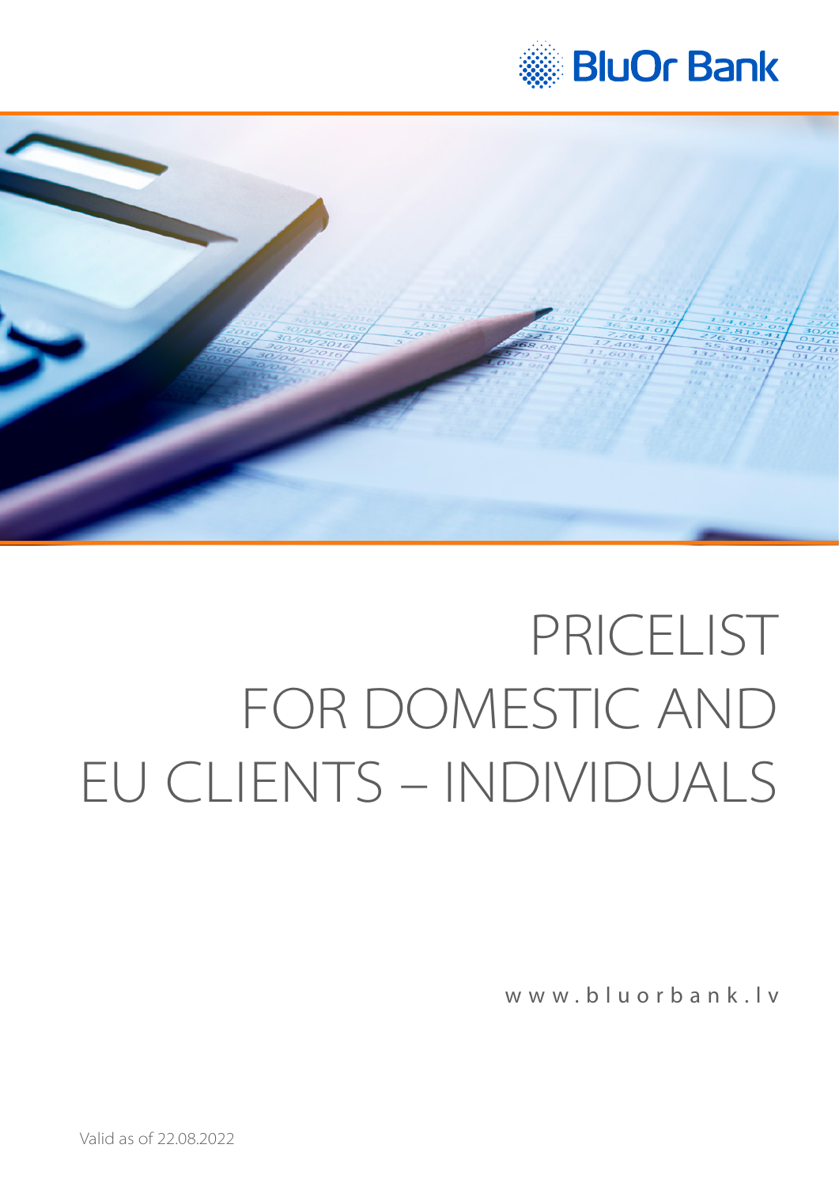BluOr Bank

# PRICELIST FOR DOMESTIC AND EU CLIENTS – INDIVIDUALS

www.bluorbank.lv

Valid as of 22.08.2022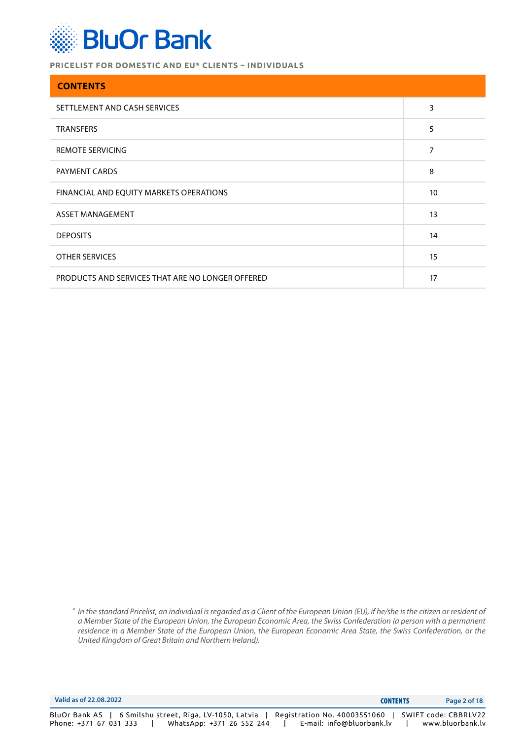PRICELIST FOR DOMESTIC AND EU* CLIENTS – INDIVIDUALS

| CONTENTS | |
|---|---|
| SETTLEMENT AND CASH SERVICES | 3 |
| TRANSFERS | 5 |
| REMOTE SERVICING | 7 |
| PAYMENT CARDS | 8 |
| FINANCIAL AND EQUITY MARKETS OPERATIONS | 10 |
| ASSET MANAGEMENT | 13 |
| DEPOSITS | 14 |
| OTHER SERVICES | 15 |
| PRODUCTS AND SERVICES THAT ARE NO LONGER OFFERED | 17 |

\* *In the standard Pricelist, an individual is regarded as a Client of the European Union (EU), if he/she is the citizen or resident of a Member State of the European Union, the European Economic Area, the Swiss Confederation (a person with a permanent residence in a Member State of the European Union, the European Economic Area State, the Swiss Confederation, or the United Kingdom of Great Britain and Northern Ireland).*

Valid as of 22.08.2022

BluOr Bank AS | 6 Smilshu street, Riga, LV-1050, Latvia | Registration No. 40003551060 | SWIFT code: CBBRLV22
Phone: +371 67 031 333 | WhatsApp: +371 26 552 244 | E-mail: info@bluorbank.lv | www.bluorbank.lv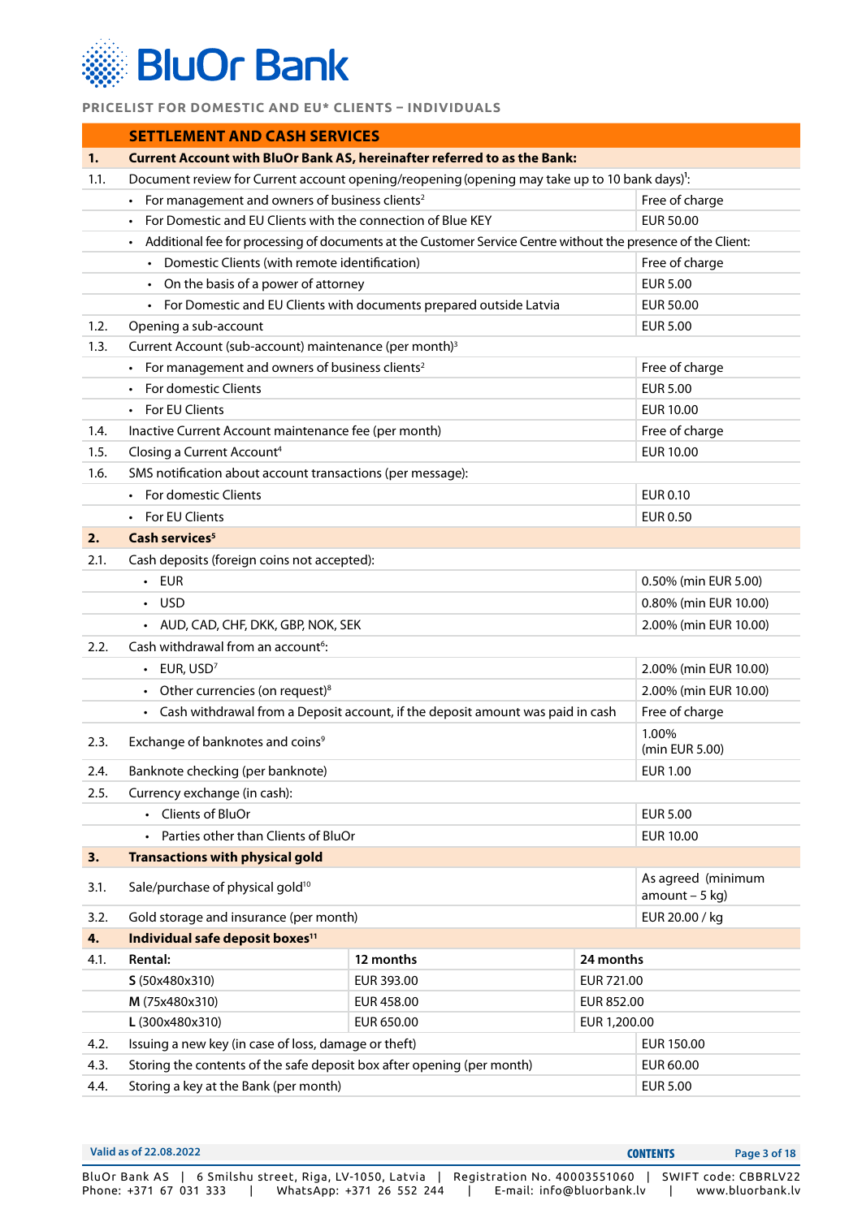PRICELIST FOR DOMESTIC AND EU* CLIENTS – INDIVIDUALS

## SETTLEMENT AND CASH SERVICES

| | | | |
|---|---|---|---|
| **1.** | **Current Account with BluOr Bank AS, hereinafter referred to as the Bank:** | | |
| 1.1. | Document review for Current account opening/reopening (opening may take up to 10 bank days)[1]: | | |
| | • For management and owners of business clients[2] | | Free of charge |
| | • For Domestic and EU Clients with the connection of Blue KEY | | EUR 50.00 |
| | • Additional fee for processing of documents at the Customer Service Centre without the presence of the Client: | | |
| | • Domestic Clients (with remote identification) | | Free of charge |
| | • On the basis of a power of attorney | | EUR 5.00 |
| | • For Domestic and EU Clients with documents prepared outside Latvia | | EUR 50.00 |
| 1.2. | Opening a sub-account | | EUR 5.00 |
| 1.3. | Current Account (sub-account) maintenance (per month)[3] | | |
| | • For management and owners of business clients[2] | | Free of charge |
| | • For domestic Clients | | EUR 5.00 |
| | • For EU Clients | | EUR 10.00 |
| 1.4. | Inactive Current Account maintenance fee (per month) | | Free of charge |
| 1.5. | Closing a Current Account[4] | | EUR 10.00 |
| 1.6. | SMS notification about account transactions (per message): | | |
| | • For domestic Clients | | EUR 0.10 |
| | • For EU Clients | | EUR 0.50 |
| **2.** | **Cash services[5]** | | |
| 2.1. | Cash deposits (foreign coins not accepted): | | |
| | • EUR | | 0.50% (min EUR 5.00) |
| | • USD | | 0.80% (min EUR 10.00) |
| | • AUD, CAD, CHF, DKK, GBP, NOK, SEK | | 2.00% (min EUR 10.00) |
| 2.2. | Cash withdrawal from an account[6]: | | |
| | • EUR, USD[7] | | 2.00% (min EUR 10.00) |
| | • Other currencies (on request)[8] | | 2.00% (min EUR 10.00) |
| | • Cash withdrawal from a Deposit account, if the deposit amount was paid in cash | | Free of charge |
| 2.3. | Exchange of banknotes and coins[9] | | 1.00% (min EUR 5.00) |
| 2.4. | Banknote checking (per banknote) | | EUR 1.00 |
| 2.5. | Currency exchange (in cash): | | |
| | • Clients of BluOr | | EUR 5.00 |
| | • Parties other than Clients of BluOr | | EUR 10.00 |
| **3.** | **Transactions with physical gold** | | |
| 3.1. | Sale/purchase of physical gold[10] | | As agreed (minimum amount – 5 kg) |
| 3.2. | Gold storage and insurance (per month) | | EUR 20.00 / kg |
| **4.** | **Individual safe deposit boxes[11]** | | |
| 4.1. | **Rental:** | **12 months** | **24 months** |
| | **S** (50x480x310) | EUR 393.00 | EUR 721.00 |
| | **M** (75x480x310) | EUR 458.00 | EUR 852.00 |
| | **L** (300x480x310) | EUR 650.00 | EUR 1,200.00 |
| 4.2. | Issuing a new key (in case of loss, damage or theft) | | EUR 150.00 |
| 4.3. | Storing the contents of the safe deposit box after opening (per month) | | EUR 60.00 |
| 4.4. | Storing a key at the Bank (per month) | | EUR 5.00 |

Valid as of 22.08.2022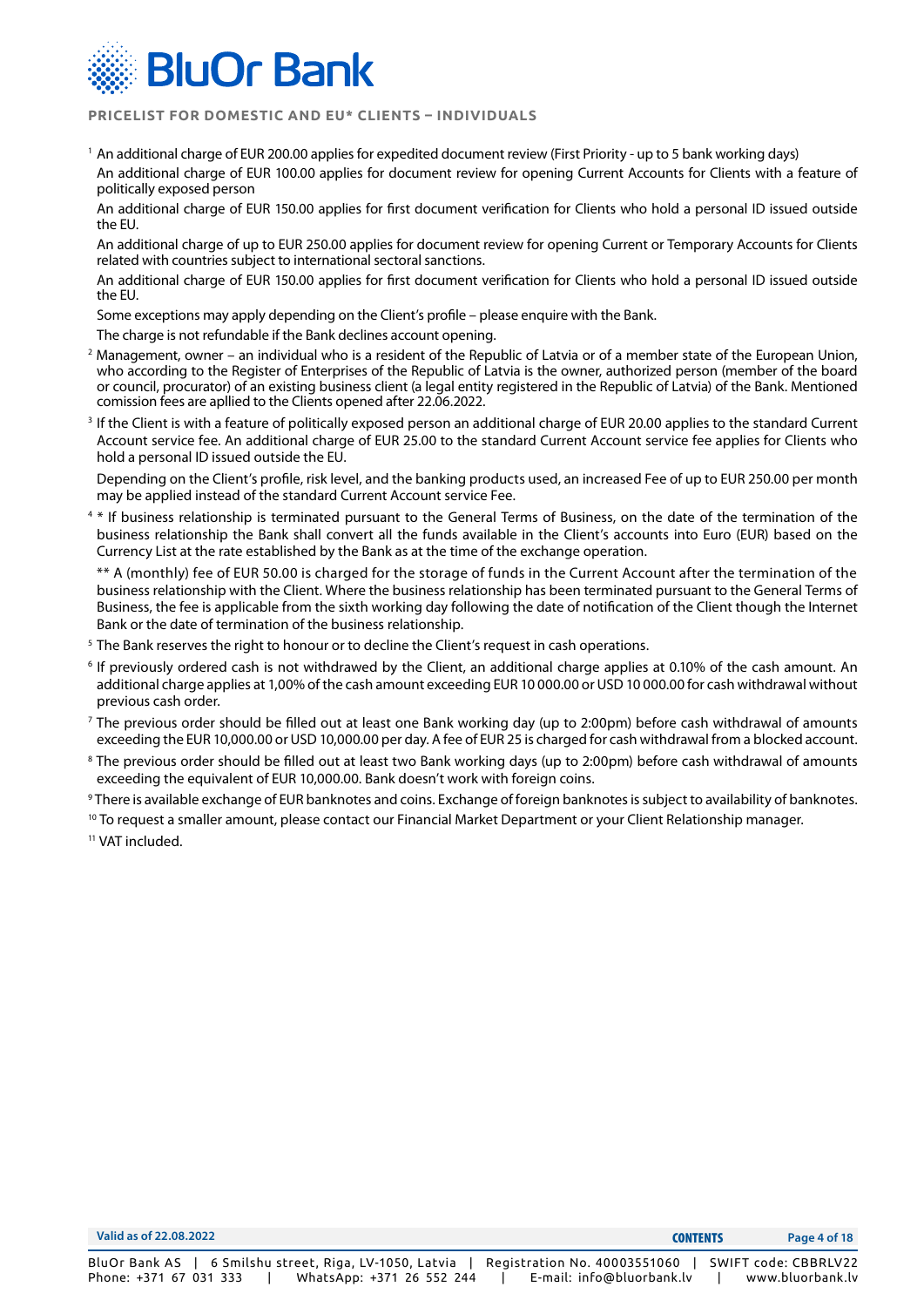PRICELIST FOR DOMESTIC AND EU* CLIENTS – INDIVIDUALS

[1] An additional charge of EUR 200.00 applies for expedited document review (First Priority - up to 5 bank working days)

An additional charge of EUR 100.00 applies for document review for opening Current Accounts for Clients with a feature of politically exposed person

An additional charge of EUR 150.00 applies for first document verification for Clients who hold a personal ID issued outside the EU.

An additional charge of up to EUR 250.00 applies for document review for opening Current or Temporary Accounts for Clients related with countries subject to international sectoral sanctions.

An additional charge of EUR 150.00 applies for first document verification for Clients who hold a personal ID issued outside the EU.

Some exceptions may apply depending on the Client's profile – please enquire with the Bank.

The charge is not refundable if the Bank declines account opening.

[2] Management, owner – an individual who is a resident of the Republic of Latvia or of a member state of the European Union, who according to the Register of Enterprises of the Republic of Latvia is the owner, authorized person (member of the board or council, procurator) of an existing business client (a legal entity registered in the Republic of Latvia) of the Bank. Mentioned comission fees are apllied to the Clients opened after 22.06.2022.

[3] If the Client is with a feature of politically exposed person an additional charge of EUR 20.00 applies to the standard Current Account service fee. An additional charge of EUR 25.00 to the standard Current Account service fee applies for Clients who hold a personal ID issued outside the EU.

Depending on the Client's profile, risk level, and the banking products used, an increased Fee of up to EUR 250.00 per month may be applied instead of the standard Current Account service Fee.

[4] * If business relationship is terminated pursuant to the General Terms of Business, on the date of the termination of the business relationship the Bank shall convert all the funds available in the Client's accounts into Euro (EUR) based on the Currency List at the rate established by the Bank as at the time of the exchange operation.

** A (monthly) fee of EUR 50.00 is charged for the storage of funds in the Current Account after the termination of the business relationship with the Client. Where the business relationship has been terminated pursuant to the General Terms of Business, the fee is applicable from the sixth working day following the date of notification of the Client though the Internet Bank or the date of termination of the business relationship.

[5] The Bank reserves the right to honour or to decline the Client's request in cash operations.

[6] If previously ordered cash is not withdrawed by the Client, an additional charge applies at 0.10% of the cash amount. An additional charge applies at 1,00% of the cash amount exceeding EUR 10 000.00 or USD 10 000.00 for cash withdrawal without previous cash order.

[7] The previous order should be filled out at least one Bank working day (up to 2:00pm) before cash withdrawal of amounts exceeding the EUR 10,000.00 or USD 10,000.00 per day. A fee of EUR 25 is charged for cash withdrawal from a blocked account.

[8] The previous order should be filled out at least two Bank working days (up to 2:00pm) before cash withdrawal of amounts exceeding the equivalent of EUR 10,000.00. Bank doesn't work with foreign coins.

[9] There is available exchange of EUR banknotes and coins. Exchange of foreign banknotes is subject to availability of banknotes.

[10] To request a smaller amount, please contact our Financial Market Department or your Client Relationship manager.

[11] VAT included.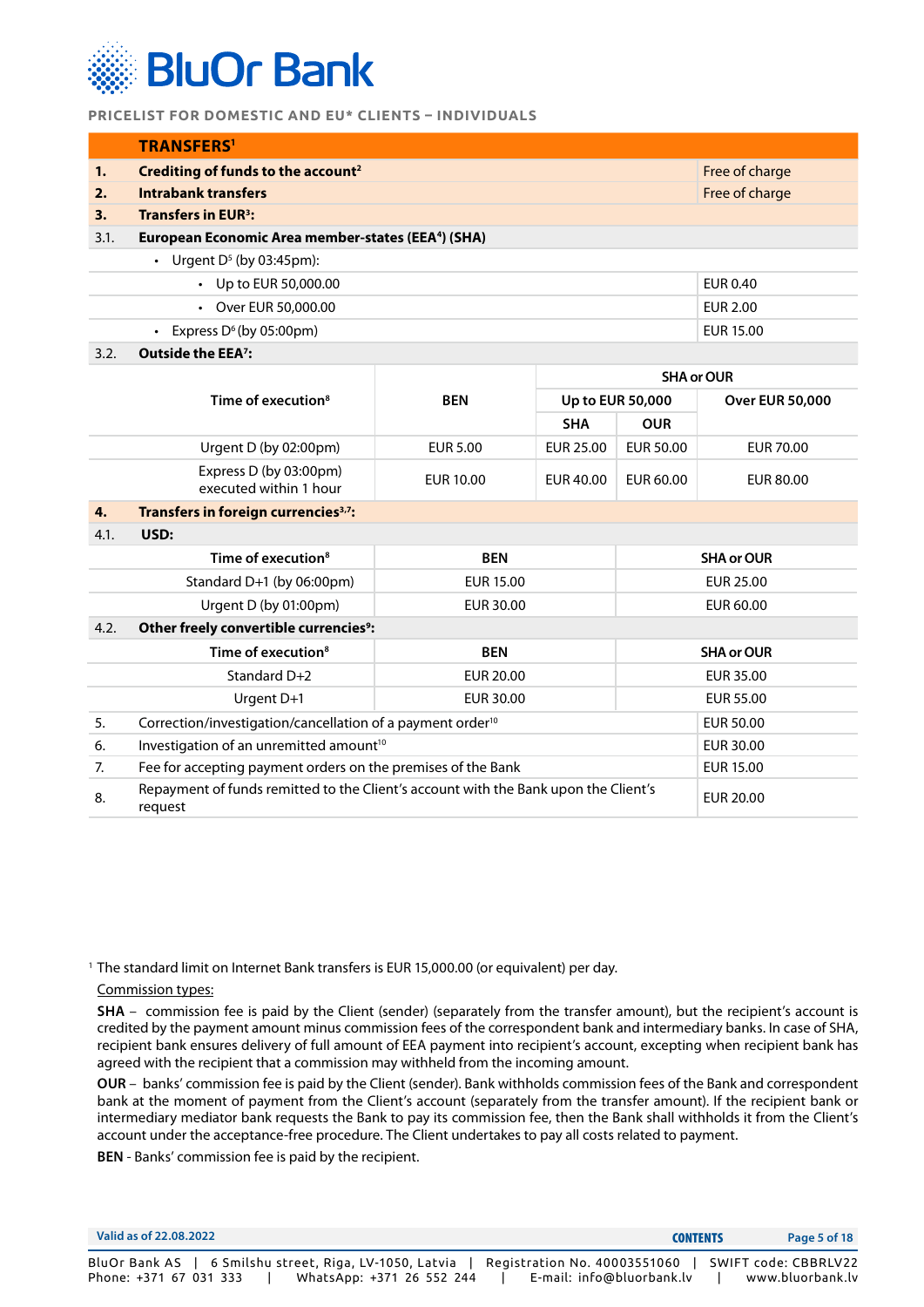PRICELIST FOR DOMESTIC AND EU* CLIENTS – INDIVIDUALS

## TRANSFERS[1]

| | | |
|---|---|---|
| **1.** | **Crediting of funds to the account[2]** | Free of charge |
| **2.** | **Intrabank transfers** | Free of charge |
| **3.** | **Transfers in EUR[3]:** | |
| 3.1. | **European Economic Area member-states (EEA[4]) (SHA)** | |
| | • Urgent D[5] (by 03:45pm): | |
| | • Up to EUR 50,000.00 | EUR 0.40 |
| | • Over EUR 50,000.00 | EUR 2.00 |
| | • Express D[6] (by 05:00pm) | EUR 15.00 |
| 3.2. | **Outside the EEA[7]:** | |

| Time of execution[8] | BEN | SHA or OUR | | |
|---|---|---|---|---|
| | | Up to EUR 50,000 | | Over EUR 50,000 |
| | | SHA | OUR | |
| Urgent D (by 02:00pm) | EUR 5.00 | EUR 25.00 | EUR 50.00 | EUR 70.00 |
| Express D (by 03:00pm) executed within 1 hour | EUR 10.00 | EUR 40.00 | EUR 60.00 | EUR 80.00 |

**4. Transfers in foreign currencies[3,7]:**

**4.1. USD:**

| Time of execution[8] | BEN | SHA or OUR |
|---|---|---|
| Standard D+1 (by 06:00pm) | EUR 15.00 | EUR 25.00 |
| Urgent D (by 01:00pm) | EUR 30.00 | EUR 60.00 |

**4.2. Other freely convertible currencies[9]:**

| Time of execution[8] | BEN | SHA or OUR |
|---|---|---|
| Standard D+2 | EUR 20.00 | EUR 35.00 |
| Urgent D+1 | EUR 30.00 | EUR 55.00 |

| | | |
|---|---|---|
| 5. | Correction/investigation/cancellation of a payment order[10] | EUR 50.00 |
| 6. | Investigation of an unremitted amount[10] | EUR 30.00 |
| 7. | Fee for accepting payment orders on the premises of the Bank | EUR 15.00 |
| 8. | Repayment of funds remitted to the Client's account with the Bank upon the Client's request | EUR 20.00 |

[1] The standard limit on Internet Bank transfers is EUR 15,000.00 (or equivalent) per day.

Commission types:

**SHA** – commission fee is paid by the Client (sender) (separately from the transfer amount), but the recipient's account is credited by the payment amount minus commission fees of the correspondent bank and intermediary banks. In case of SHA, recipient bank ensures delivery of full amount of EEA payment into recipient's account, excepting when recipient bank has agreed with the recipient that a commission may withheld from the incoming amount.

**OUR** – banks' commission fee is paid by the Client (sender). Bank withholds commission fees of the Bank and correspondent bank at the moment of payment from the Client's account (separately from the transfer amount). If the recipient bank or intermediary mediator bank requests the Bank to pay its commission fee, then the Bank shall withholds it from the Client's account under the acceptance-free procedure. The Client undertakes to pay all costs related to payment.

**BEN** - Banks' commission fee is paid by the recipient.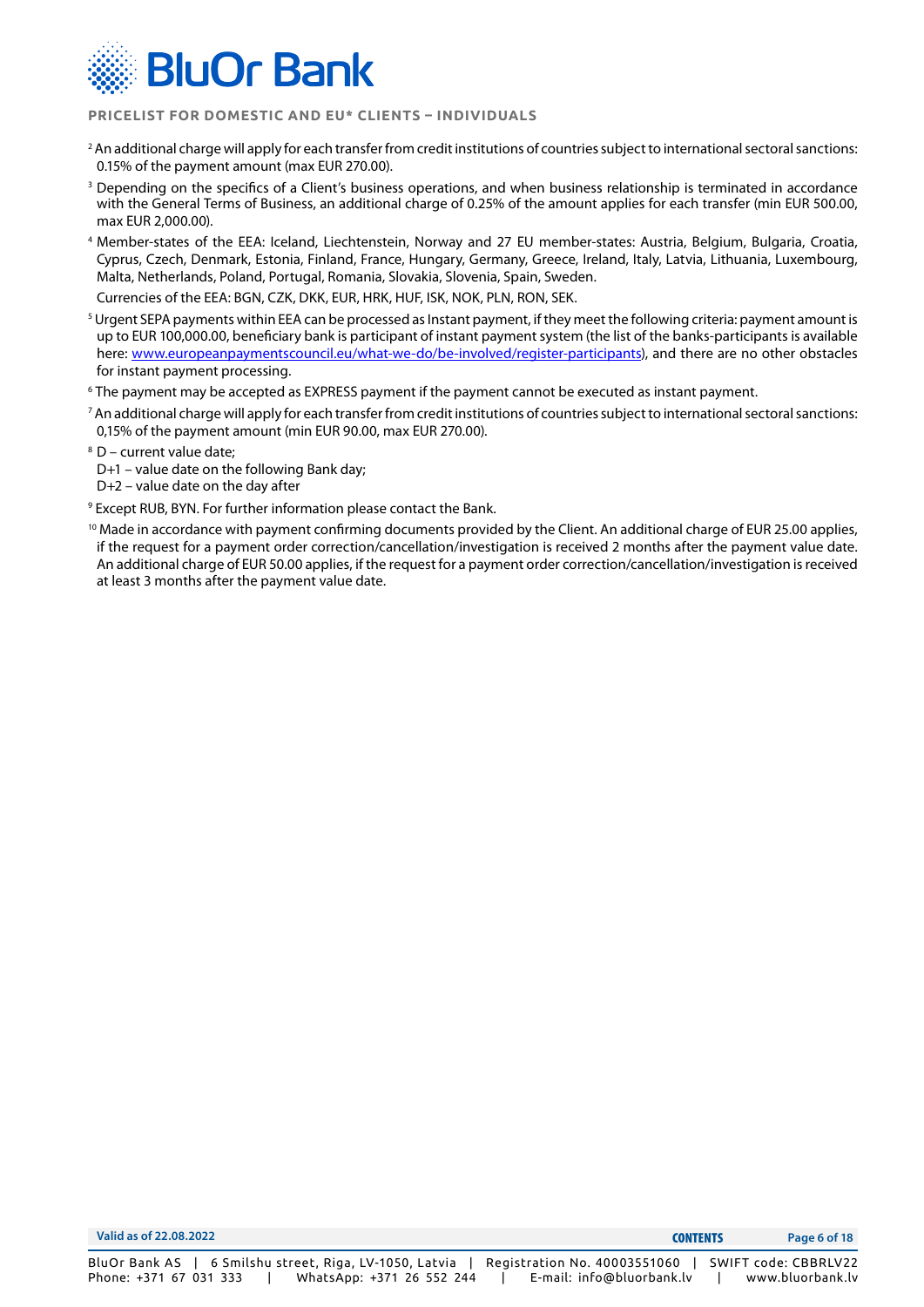[2] An additional charge will apply for each transfer from credit institutions of countries subject to international sectoral sanctions: 0.15% of the payment amount (max EUR 270.00).

[3] Depending on the specifics of a Client's business operations, and when business relationship is terminated in accordance with the General Terms of Business, an additional charge of 0.25% of the amount applies for each transfer (min EUR 500.00, max EUR 2,000.00).

[4] Member-states of the EEA: Iceland, Liechtenstein, Norway and 27 EU member-states: Austria, Belgium, Bulgaria, Croatia, Cyprus, Czech, Denmark, Estonia, Finland, France, Hungary, Germany, Greece, Ireland, Italy, Latvia, Lithuania, Luxembourg, Malta, Netherlands, Poland, Portugal, Romania, Slovakia, Slovenia, Spain, Sweden.

Currencies of the EEA: BGN, CZK, DKK, EUR, HRK, HUF, ISK, NOK, PLN, RON, SEK.

[5] Urgent SEPA payments within EEA can be processed as Instant payment, if they meet the following criteria: payment amount is up to EUR 100,000.00, beneficiary bank is participant of instant payment system (the list of the banks-participants is available here: [www.europeanpaymentscouncil.eu/what-we-do/be-involved/register-participants](www.europeanpaymentscouncil.eu/what-we-do/be-involved/register-participants)), and there are no other obstacles for instant payment processing.

[6] The payment may be accepted as EXPRESS payment if the payment cannot be executed as instant payment.

[7] An additional charge will apply for each transfer from credit institutions of countries subject to international sectoral sanctions: 0,15% of the payment amount (min EUR 90.00, max EUR 270.00).

[8] D – current value date;
D+1 – value date on the following Bank day;
D+2 – value date on the day after

[9] Except RUB, BYN. For further information please contact the Bank.

[10] Made in accordance with payment confirming documents provided by the Client. An additional charge of EUR 25.00 applies, if the request for a payment order correction/cancellation/investigation is received 2 months after the payment value date. An additional charge of EUR 50.00 applies, if the request for a payment order correction/cancellation/investigation is received at least 3 months after the payment value date.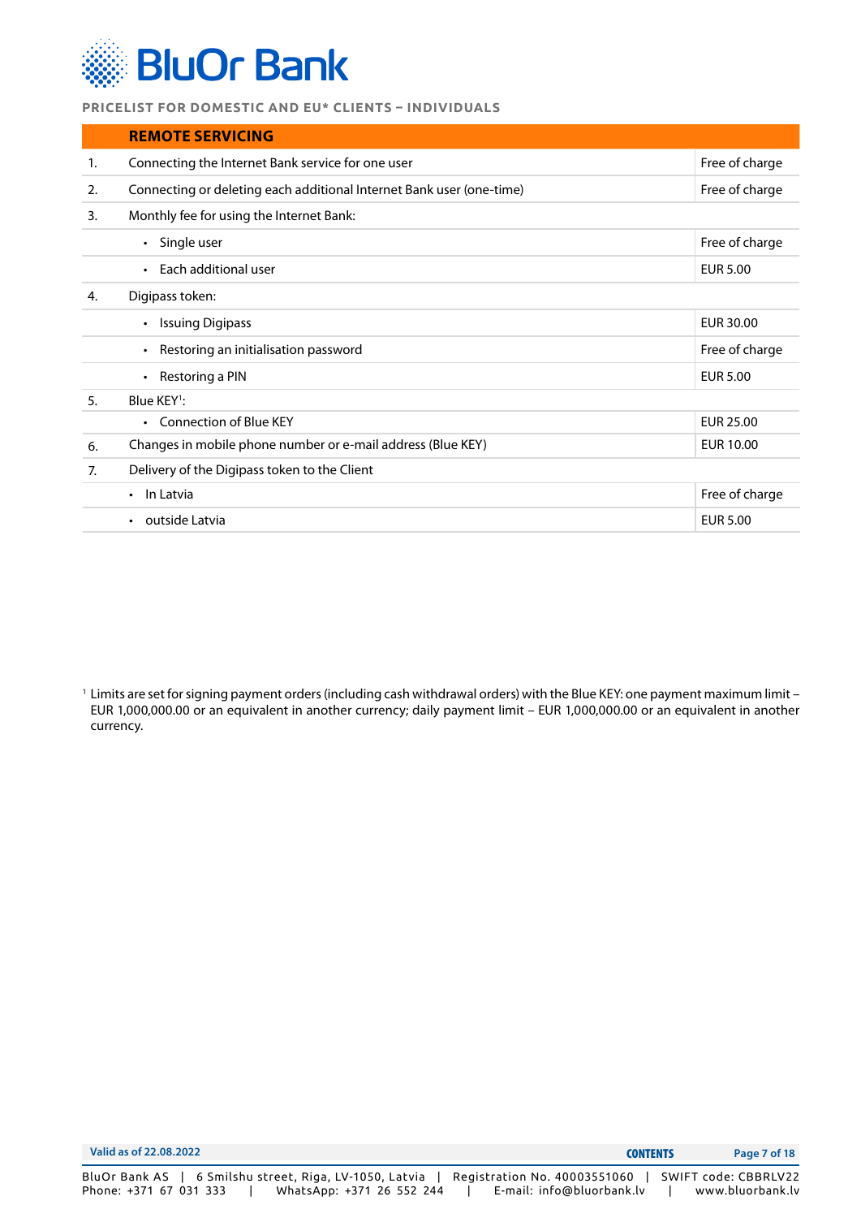PRICELIST FOR DOMESTIC AND EU* CLIENTS – INDIVIDUALS

| | REMOTE SERVICING | |
|---|---|---|
| 1. | Connecting the Internet Bank service for one user | Free of charge |
| 2. | Connecting or deleting each additional Internet Bank user (one-time) | Free of charge |
| 3. | Monthly fee for using the Internet Bank: | |
| | • Single user | Free of charge |
| | • Each additional user | EUR 5.00 |
| 4. | Digipass token: | |
| | • Issuing Digipass | EUR 30.00 |
| | • Restoring an initialisation password | Free of charge |
| | • Restoring a PIN | EUR 5.00 |
| 5. | Blue KEY[1]: | |
| | • Connection of Blue KEY | EUR 25.00 |
| 6. | Changes in mobile phone number or e-mail address (Blue KEY) | EUR 10.00 |
| 7. | Delivery of the Digipass token to the Client | |
| | • In Latvia | Free of charge |
| | • outside Latvia | EUR 5.00 |

[1] Limits are set for signing payment orders (including cash withdrawal orders) with the Blue KEY: one payment maximum limit – EUR 1,000,000.00 or an equivalent in another currency; daily payment limit – EUR 1,000,000.00 or an equivalent in another currency.

Valid as of 22.08.2022

BluOr Bank AS | 6 Smilshu street, Riga, LV-1050, Latvia | Registration No. 40003551060 | SWIFT code: CBBRLV22
Phone: +371 67 031 333 | WhatsApp: +371 26 552 244 | E-mail: info@bluorbank.lv | www.bluorbank.lv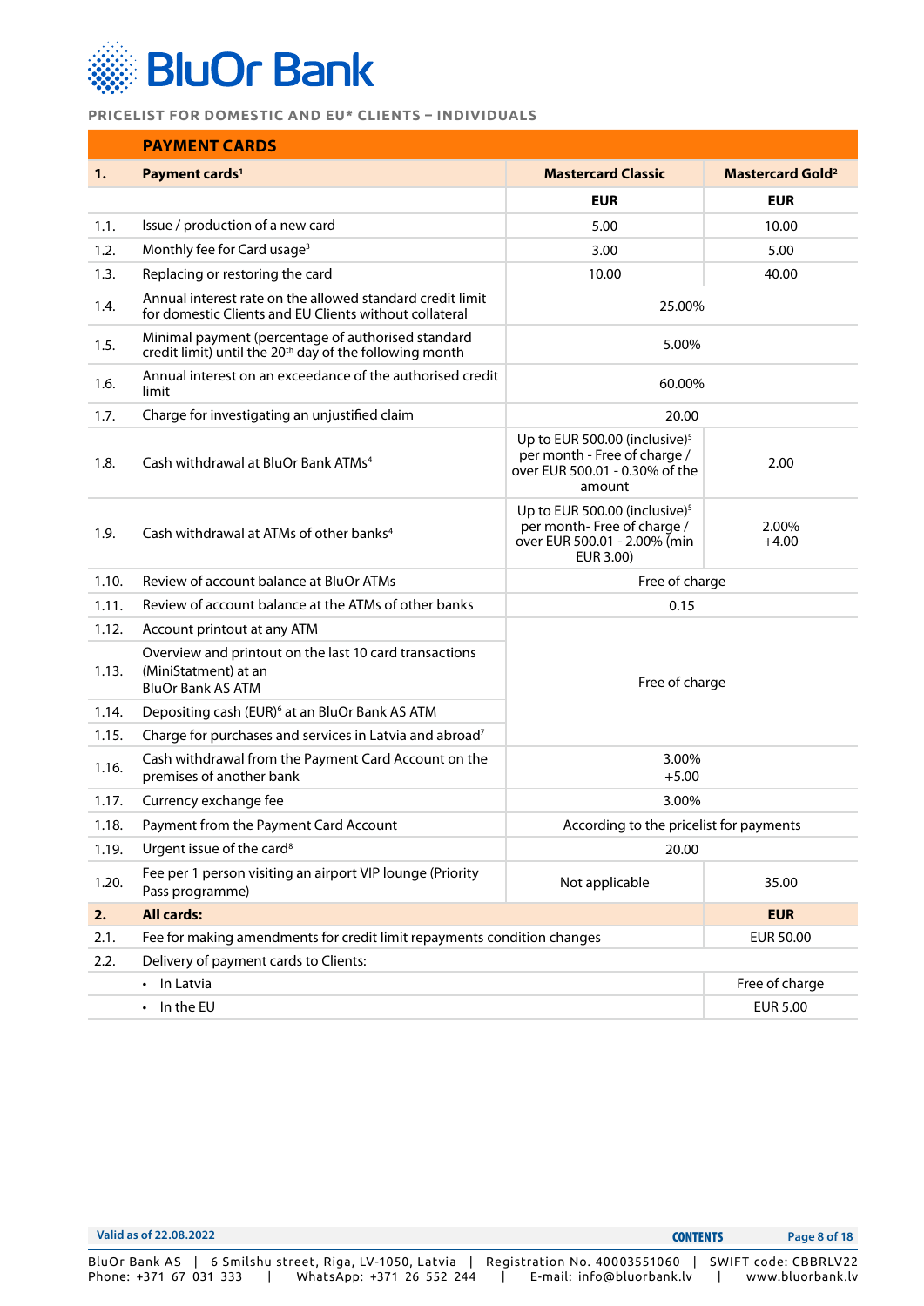PRICELIST FOR DOMESTIC AND EU* CLIENTS – INDIVIDUALS

## PAYMENT CARDS

| 1. | Payment cards[1] | Mastercard Classic | Mastercard Gold[2] |
|---|---|---|---|
| | | EUR | EUR |
| 1.1. | Issue / production of a new card | 5.00 | 10.00 |
| 1.2. | Monthly fee for Card usage[3] | 3.00 | 5.00 |
| 1.3. | Replacing or restoring the card | 10.00 | 40.00 |
| 1.4. | Annual interest rate on the allowed standard credit limit for domestic Clients and EU Clients without collateral | 25.00% | |
| 1.5. | Minimal payment (percentage of authorised standard credit limit) until the 20th day of the following month | 5.00% | |
| 1.6. | Annual interest on an exceedance of the authorised credit limit | 60.00% | |
| 1.7. | Charge for investigating an unjustified claim | 20.00 | |
| 1.8. | Cash withdrawal at BluOr Bank ATMs[4] | Up to EUR 500.00 (inclusive)[5] per month - Free of charge / over EUR 500.01 - 0.30% of the amount | 2.00 |
| 1.9. | Cash withdrawal at ATMs of other banks[4] | Up to EUR 500.00 (inclusive)[5] per month- Free of charge / over EUR 500.01 - 2.00% (min EUR 3.00) | 2.00% +4.00 |
| 1.10. | Review of account balance at BluOr ATMs | Free of charge | |
| 1.11. | Review of account balance at the ATMs of other banks | 0.15 | |
| 1.12. | Account printout at any ATM | Free of charge | |
| 1.13. | Overview and printout on the last 10 card transactions (MiniStatment) at an BluOr Bank AS ATM | | |
| 1.14. | Depositing cash (EUR)[6] at an BluOr Bank AS ATM | | |
| 1.15. | Charge for purchases and services in Latvia and abroad[7] | | |
| 1.16. | Cash withdrawal from the Payment Card Account on the premises of another bank | 3.00% +5.00 | |
| 1.17. | Currency exchange fee | 3.00% | |
| 1.18. | Payment from the Payment Card Account | According to the pricelist for payments | |
| 1.19. | Urgent issue of the card[8] | 20.00 | |
| 1.20. | Fee per 1 person visiting an airport VIP lounge (Priority Pass programme) | Not applicable | 35.00 |

| 2. | All cards: | EUR |
|---|---|---|
| 2.1. | Fee for making amendments for credit limit repayments condition changes | EUR 50.00 |
| 2.2. | Delivery of payment cards to Clients: | |
| | • In Latvia | Free of charge |
| | • In the EU | EUR 5.00 |

Valid as of 22.08.2022

BluOr Bank AS | 6 Smilshu street, Riga, LV-1050, Latvia | Registration No. 40003551060 | SWIFT code: CBBRLV22
Phone: +371 67 031 333 | WhatsApp: +371 26 552 244 | E-mail: info@bluorbank.lv | www.bluorbank.lv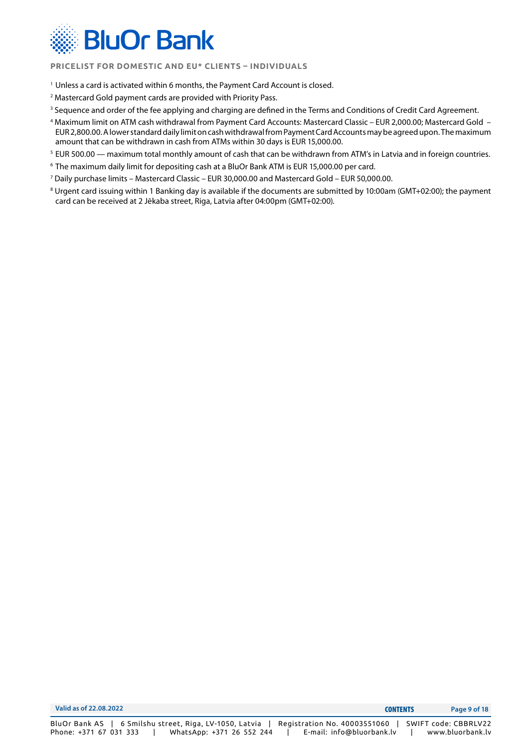[1] Unless a card is activated within 6 months, the Payment Card Account is closed.

[2] Mastercard Gold payment cards are provided with Priority Pass.

[3] Sequence and order of the fee applying and charging are defined in the Terms and Conditions of Credit Card Agreement.

[4] Maximum limit on ATM cash withdrawal from Payment Card Accounts: Mastercard Classic – EUR 2,000.00; Mastercard Gold – EUR 2,800.00. A lower standard daily limit on cash withdrawal from Payment Card Accounts may be agreed upon. The maximum amount that can be withdrawn in cash from ATMs within 30 days is EUR 15,000.00.

[5] EUR 500.00 — maximum total monthly amount of cash that can be withdrawn from ATM's in Latvia and in foreign countries.

[6] The maximum daily limit for depositing cash at a BluOr Bank ATM is EUR 15,000.00 per card.

[7] Daily purchase limits – Mastercard Classic – EUR 30,000.00 and Mastercard Gold – EUR 50,000.00.

[8] Urgent card issuing within 1 Banking day is available if the documents are submitted by 10:00am (GMT+02:00); the payment card can be received at 2 Jēkaba street, Riga, Latvia after 04:00pm (GMT+02:00).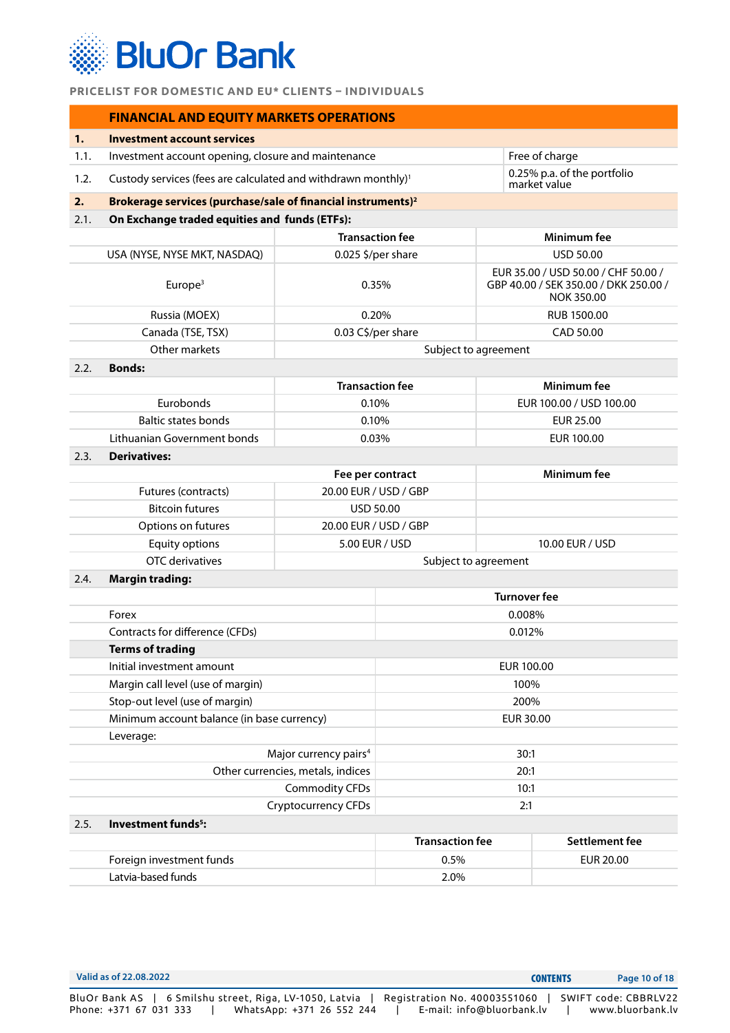PRICELIST FOR DOMESTIC AND EU* CLIENTS – INDIVIDUALS

## FINANCIAL AND EQUITY MARKETS OPERATIONS

| | | |
|---|---|---|
| **1.** | **Investment account services** | |
| 1.1. | Investment account opening, closure and maintenance | Free of charge |
| 1.2. | Custody services (fees are calculated and withdrawn monthly)[1] | 0.25% p.a. of the portfolio market value |
| **2.** | **Brokerage services (purchase/sale of financial instruments)[2]** | |

**2.1. On Exchange traded equities and funds (ETFs):**

| | Transaction fee | Minimum fee |
|---|---|---|
| USA (NYSE, NYSE MKT, NASDAQ) | 0.025 $/per share | USD 50.00 |
| Europe[3] | 0.35% | EUR 35.00 / USD 50.00 / CHF 50.00 / GBP 40.00 / SEK 350.00 / DKK 250.00 / NOK 350.00 |
| Russia (MOEX) | 0.20% | RUB 1500.00 |
| Canada (TSE, TSX) | 0.03 C$/per share | CAD 50.00 |
| Other markets | Subject to agreement | |

**2.2. Bonds:**

| | Transaction fee | Minimum fee |
|---|---|---|
| Eurobonds | 0.10% | EUR 100.00 / USD 100.00 |
| Baltic states bonds | 0.10% | EUR 25.00 |
| Lithuanian Government bonds | 0.03% | EUR 100.00 |

**2.3. Derivatives:**

| | Fee per contract | Minimum fee |
|---|---|---|
| Futures (contracts) | 20.00 EUR / USD / GBP | |
| Bitcoin futures | USD 50.00 | |
| Options on futures | 20.00 EUR / USD / GBP | |
| Equity options | 5.00 EUR / USD | 10.00 EUR / USD |
| OTC derivatives | Subject to agreement | |

**2.4. Margin trading:**

| | Turnover fee |
|---|---|
| Forex | 0.008% |
| Contracts for difference (CFDs) | 0.012% |
| **Terms of trading** | |
| Initial investment amount | EUR 100.00 |
| Margin call level (use of margin) | 100% |
| Stop-out level (use of margin) | 200% |
| Minimum account balance (in base currency) | EUR 30.00 |
| Leverage: | |
| Major currency pairs[4] | 30:1 |
| Other currencies, metals, indices | 20:1 |
| Commodity CFDs | 10:1 |
| Cryptocurrency CFDs | 2:1 |

**2.5. Investment funds[5]:**

| | Transaction fee | Settlement fee |
|---|---|---|
| Foreign investment funds | 0.5% | EUR 20.00 |
| Latvia-based funds | 2.0% | |

Valid as of 22.08.2022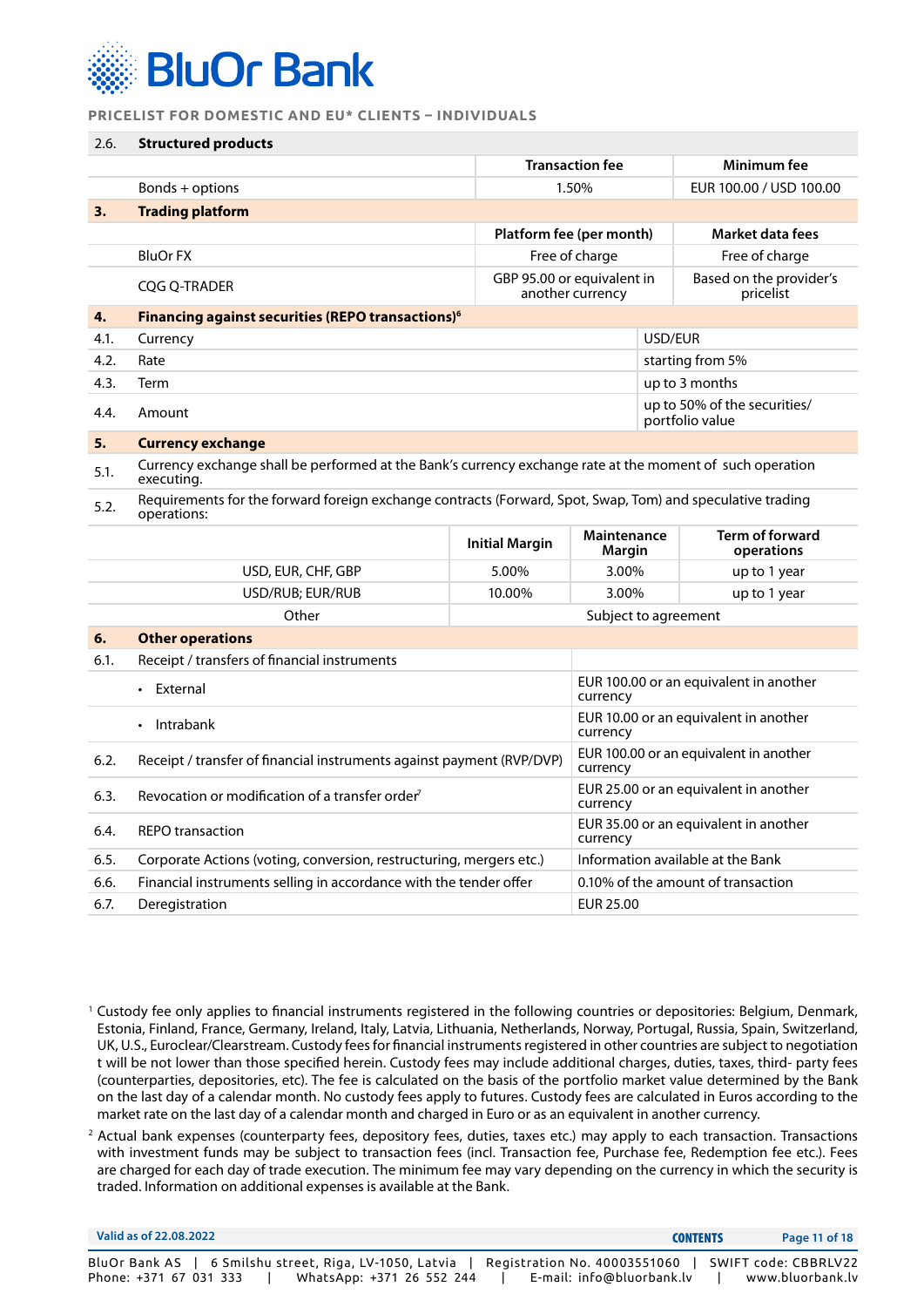PRICELIST FOR DOMESTIC AND EU* CLIENTS – INDIVIDUALS

| 2.6. | Structured products | | |
|---|---|---|---|
| | | Transaction fee | Minimum fee |
| | Bonds + options | 1.50% | EUR 100.00 / USD 100.00 |

| 3. | Trading platform | | |
|---|---|---|---|
| | | Platform fee (per month) | Market data fees |
| | BluOr FX | Free of charge | Free of charge |
| | CQG Q-TRADER | GBP 95.00 or equivalent in another currency | Based on the provider's pricelist |

| 4. | Financing against securities (REPO transactions)[6] | |
|---|---|---|
| 4.1. | Currency | USD/EUR |
| 4.2. | Rate | starting from 5% |
| 4.3. | Term | up to 3 months |
| 4.4. | Amount | up to 50% of the securities/ portfolio value |

| 5. | Currency exchange |
|---|---|
| 5.1. | Currency exchange shall be performed at the Bank's currency exchange rate at the moment of such operation executing. |
| 5.2. | Requirements for the forward foreign exchange contracts (Forward, Spot, Swap, Tom) and speculative trading operations: |

| | Initial Margin | Maintenance Margin | Term of forward operations |
|---|---|---|---|
| USD, EUR, CHF, GBP | 5.00% | 3.00% | up to 1 year |
| USD/RUB; EUR/RUB | 10.00% | 3.00% | up to 1 year |
| Other | Subject to agreement | | |

| 6. | Other operations | |
|---|---|---|
| 6.1. | Receipt / transfers of financial instruments | |
| | • External | EUR 100.00 or an equivalent in another currency |
| | • Intrabank | EUR 10.00 or an equivalent in another currency |
| 6.2. | Receipt / transfer of financial instruments against payment (RVP/DVP) | EUR 100.00 or an equivalent in another currency |
| 6.3. | Revocation or modification of a transfer order[7] | EUR 25.00 or an equivalent in another currency |
| 6.4. | REPO transaction | EUR 35.00 or an equivalent in another currency |
| 6.5. | Corporate Actions (voting, conversion, restructuring, mergers etc.) | Information available at the Bank |
| 6.6. | Financial instruments selling in accordance with the tender offer | 0.10% of the amount of transaction |
| 6.7. | Deregistration | EUR 25.00 |

[1] Custody fee only applies to financial instruments registered in the following countries or depositories: Belgium, Denmark, Estonia, Finland, France, Germany, Ireland, Italy, Latvia, Lithuania, Netherlands, Norway, Portugal, Russia, Spain, Switzerland, UK, U.S., Euroclear/Clearstream. Custody fees for financial instruments registered in other countries are subject to negotiation t will be not lower than those specified herein. Custody fees may include additional charges, duties, taxes, third- party fees (counterparties, depositories, etc). The fee is calculated on the basis of the portfolio market value determined by the Bank on the last day of a calendar month. No custody fees apply to futures. Custody fees are calculated in Euros according to the market rate on the last day of a calendar month and charged in Euro or as an equivalent in another currency.

[2] Actual bank expenses (counterparty fees, depository fees, duties, taxes etc.) may apply to each transaction. Transactions with investment funds may be subject to transaction fees (incl. Transaction fee, Purchase fee, Redemption fee etc.). Fees are charged for each day of trade execution. The minimum fee may vary depending on the currency in which the security is traded. Information on additional expenses is available at the Bank.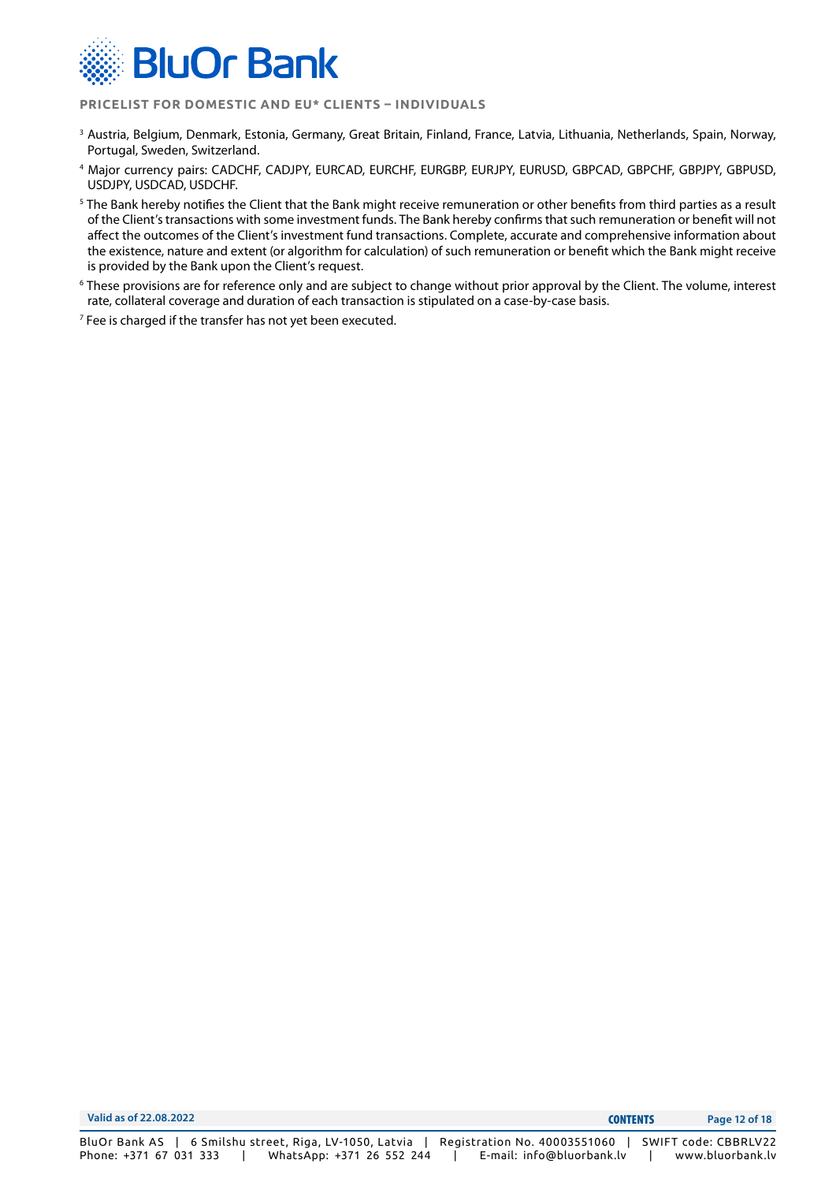[3] Austria, Belgium, Denmark, Estonia, Germany, Great Britain, Finland, France, Latvia, Lithuania, Netherlands, Spain, Norway, Portugal, Sweden, Switzerland.

[4] Major currency pairs: CADCHF, CADJPY, EURCAD, EURCHF, EURGBP, EURJPY, EURUSD, GBPCAD, GBPCHF, GBPJPY, GBPUSD, USDJPY, USDCAD, USDCHF.

[5] The Bank hereby notifies the Client that the Bank might receive remuneration or other benefits from third parties as a result of the Client's transactions with some investment funds. The Bank hereby confirms that such remuneration or benefit will not affect the outcomes of the Client's investment fund transactions. Complete, accurate and comprehensive information about the existence, nature and extent (or algorithm for calculation) of such remuneration or benefit which the Bank might receive is provided by the Bank upon the Client's request.

[6] These provisions are for reference only and are subject to change without prior approval by the Client. The volume, interest rate, collateral coverage and duration of each transaction is stipulated on a case-by-case basis.

[7] Fee is charged if the transfer has not yet been executed.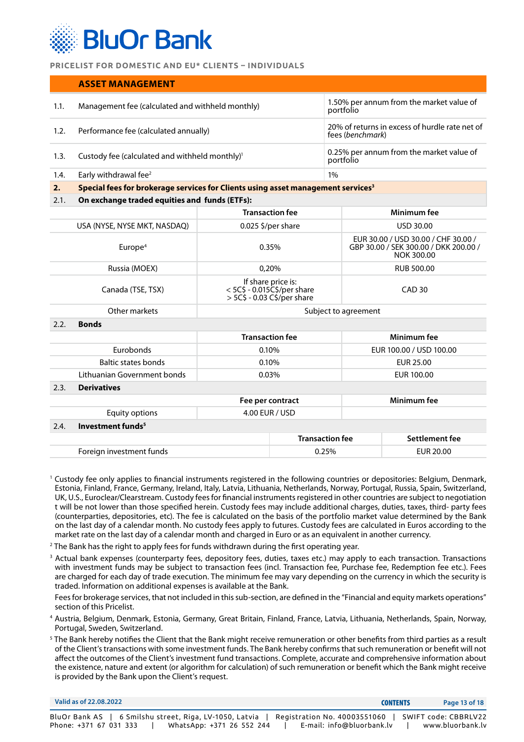PRICELIST FOR DOMESTIC AND EU* CLIENTS – INDIVIDUALS

## ASSET MANAGEMENT

| | | |
|---|---|---|
| 1.1. | Management fee (calculated and withheld monthly) | 1.50% per annum from the market value of portfolio |
| 1.2. | Performance fee (calculated annually) | 20% of returns in excess of hurdle rate net of fees (*benchmark*) |
| 1.3. | Custody fee (calculated and withheld monthly)[1] | 0.25% per annum from the market value of portfolio |
| 1.4. | Early withdrawal fee[2] | 1% |

**2. Special fees for brokerage services for Clients using asset management services[3]**

**2.1. On exchange traded equities and funds (ETFs):**

| | Transaction fee | Minimum fee |
|---|---|---|
| USA (NYSE, NYSE MKT, NASDAQ) | 0.025 $/per share | USD 30.00 |
| Europe[4] | 0.35% | EUR 30.00 / USD 30.00 / CHF 30.00 / GBP 30.00 / SEK 300.00 / DKK 200.00 / NOK 300.00 |
| Russia (MOEX) | 0,20% | RUB 500.00 |
| Canada (TSE, TSX) | If share price is:<br>< 5C$ - 0.015C$/per share<br>> 5C$ - 0.03 C$/per share | CAD 30 |
| Other markets | Subject to agreement | |

**2.2. Bonds**

| | Transaction fee | Minimum fee |
|---|---|---|
| Eurobonds | 0.10% | EUR 100.00 / USD 100.00 |
| Baltic states bonds | 0.10% | EUR 25.00 |
| Lithuanian Government bonds | 0.03% | EUR 100.00 |

**2.3. Derivatives**

| | Fee per contract | Minimum fee |
|---|---|---|
| Equity options | 4.00 EUR / USD | |

**2.4. Investment funds[5]**

| | Transaction fee | Settlement fee |
|---|---|---|
| Foreign investment funds | 0.25% | EUR 20.00 |

[1] Custody fee only applies to financial instruments registered in the following countries or depositories: Belgium, Denmark, Estonia, Finland, France, Germany, Ireland, Italy, Latvia, Lithuania, Netherlands, Norway, Portugal, Russia, Spain, Switzerland, UK, U.S., Euroclear/Clearstream. Custody fees for financial instruments registered in other countries are subject to negotiation t will be not lower than those specified herein. Custody fees may include additional charges, duties, taxes, third- party fees (counterparties, depositories, etc). The fee is calculated on the basis of the portfolio market value determined by the Bank on the last day of a calendar month. No custody fees apply to futures. Custody fees are calculated in Euros according to the market rate on the last day of a calendar month and charged in Euro or as an equivalent in another currency.

[2] The Bank has the right to apply fees for funds withdrawn during the first operating year.

[3] Actual bank expenses (counterparty fees, depository fees, duties, taxes etc.) may apply to each transaction. Transactions with investment funds may be subject to transaction fees (incl. Transaction fee, Purchase fee, Redemption fee etc.). Fees are charged for each day of trade execution. The minimum fee may vary depending on the currency in which the security is traded. Information on additional expenses is available at the Bank.

Fees for brokerage services, that not included in this sub-section, are defined in the "Financial and equity markets operations" section of this Pricelist.

[4] Austria, Belgium, Denmark, Estonia, Germany, Great Britain, Finland, France, Latvia, Lithuania, Netherlands, Spain, Norway, Portugal, Sweden, Switzerland.

[5] The Bank hereby notifies the Client that the Bank might receive remuneration or other benefits from third parties as a result of the Client's transactions with some investment funds. The Bank hereby confirms that such remuneration or benefit will not affect the outcomes of the Client's investment fund transactions. Complete, accurate and comprehensive information about the existence, nature and extent (or algorithm for calculation) of such remuneration or benefit which the Bank might receive is provided by the Bank upon the Client's request.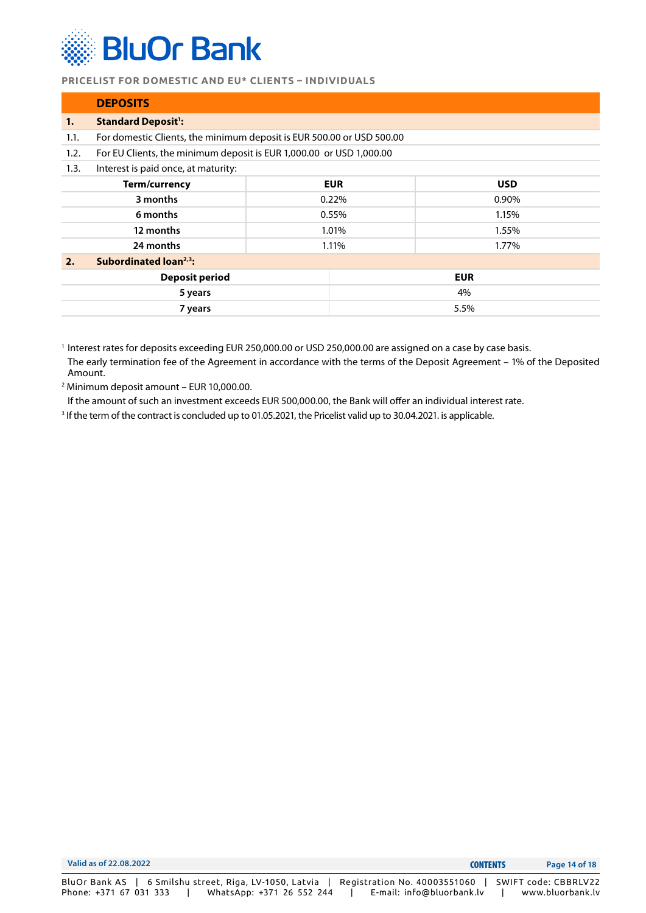## DEPOSITS

**1. Standard Deposit[1]:**

1.1. For domestic Clients, the minimum deposit is EUR 500.00 or USD 500.00

1.2. For EU Clients, the minimum deposit is EUR 1,000.00 or USD 1,000.00

1.3. Interest is paid once, at maturity:

| Term/currency | EUR | USD |
|---|---|---|
| 3 months | 0.22% | 0.90% |
| 6 months | 0.55% | 1.15% |
| 12 months | 1.01% | 1.55% |
| 24 months | 1.11% | 1.77% |

**2. Subordinated loan[2,3]:**

| Deposit period | EUR |
|---|---|
| 5 years | 4% |
| 7 years | 5.5% |

[1] Interest rates for deposits exceeding EUR 250,000.00 or USD 250,000.00 are assigned on a case by case basis.
The early termination fee of the Agreement in accordance with the terms of the Deposit Agreement – 1% of the Deposited Amount.

[2] Minimum deposit amount – EUR 10,000.00.
If the amount of such an investment exceeds EUR 500,000.00, the Bank will offer an individual interest rate.

[3] If the term of the contract is concluded up to 01.05.2021, the Pricelist valid up to 30.04.2021. is applicable.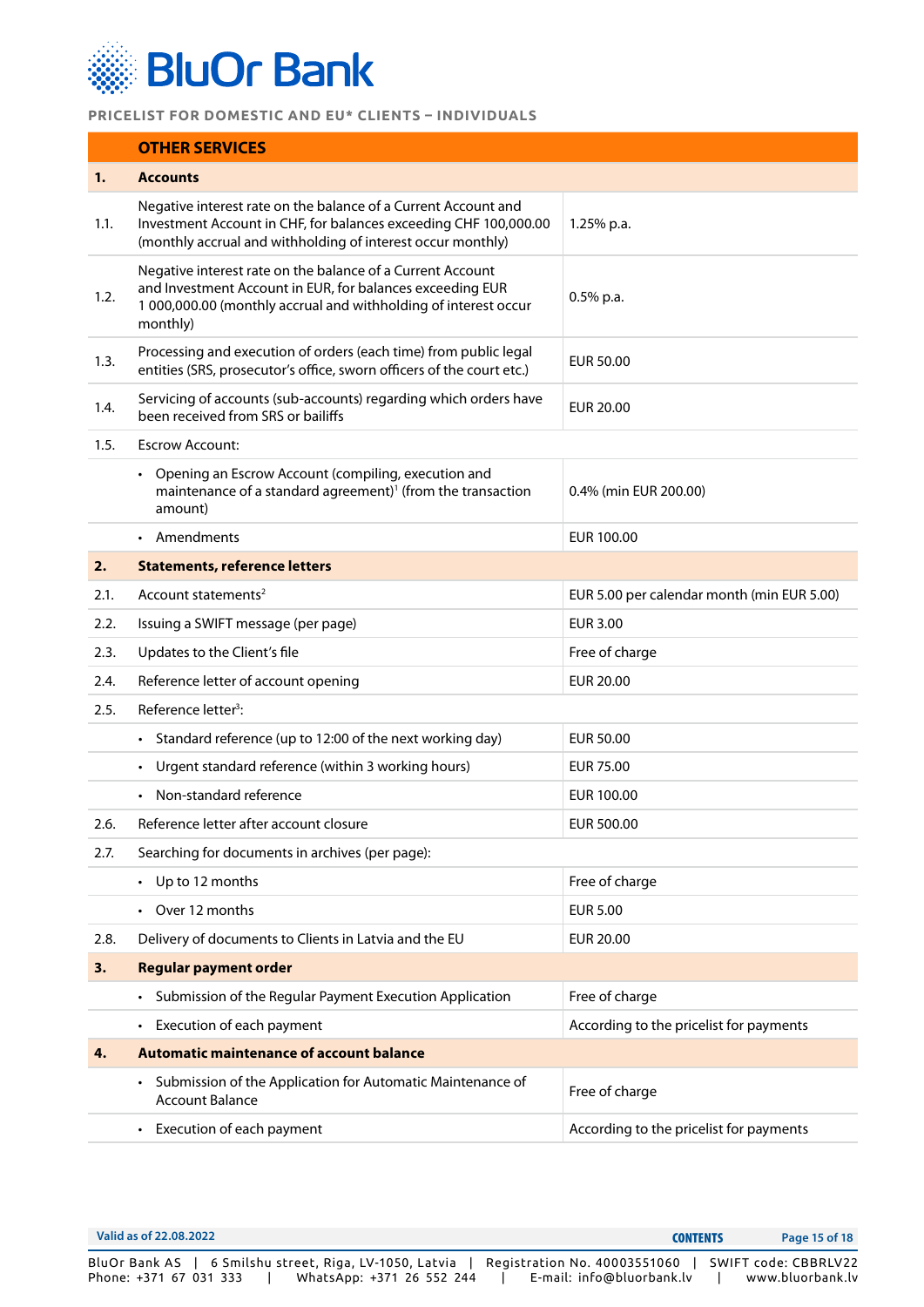BluOr Bank

PRICELIST FOR DOMESTIC AND EU* CLIENTS – INDIVIDUALS

| | OTHER SERVICES | |
|---|---|---|
| **1.** | **Accounts** | |
| 1.1. | Negative interest rate on the balance of a Current Account and Investment Account in CHF, for balances exceeding CHF 100,000.00 (monthly accrual and withholding of interest occur monthly) | 1.25% p.a. |
| 1.2. | Negative interest rate on the balance of a Current Account and Investment Account in EUR, for balances exceeding EUR 1 000,000.00 (monthly accrual and withholding of interest occur monthly) | 0.5% p.a. |
| 1.3. | Processing and execution of orders (each time) from public legal entities (SRS, prosecutor's office, sworn officers of the court etc.) | EUR 50.00 |
| 1.4. | Servicing of accounts (sub-accounts) regarding which orders have been received from SRS or bailiffs | EUR 20.00 |
| 1.5. | Escrow Account: | |
| | • Opening an Escrow Account (compiling, execution and maintenance of a standard agreement)[1] (from the transaction amount) | 0.4% (min EUR 200.00) |
| | • Amendments | EUR 100.00 |
| **2.** | **Statements, reference letters** | |
| 2.1. | Account statements[2] | EUR 5.00 per calendar month (min EUR 5.00) |
| 2.2. | Issuing a SWIFT message (per page) | EUR 3.00 |
| 2.3. | Updates to the Client's file | Free of charge |
| 2.4. | Reference letter of account opening | EUR 20.00 |
| 2.5. | Reference letter[3]: | |
| | • Standard reference (up to 12:00 of the next working day) | EUR 50.00 |
| | • Urgent standard reference (within 3 working hours) | EUR 75.00 |
| | • Non-standard reference | EUR 100.00 |
| 2.6. | Reference letter after account closure | EUR 500.00 |
| 2.7. | Searching for documents in archives (per page): | |
| | • Up to 12 months | Free of charge |
| | • Over 12 months | EUR 5.00 |
| 2.8. | Delivery of documents to Clients in Latvia and the EU | EUR 20.00 |
| **3.** | **Regular payment order** | |
| | • Submission of the Regular Payment Execution Application | Free of charge |
| | • Execution of each payment | According to the pricelist for payments |
| **4.** | **Automatic maintenance of account balance** | |
| | • Submission of the Application for Automatic Maintenance of Account Balance | Free of charge |
| | • Execution of each payment | According to the pricelist for payments |

Valid as of 22.08.2022

BluOr Bank AS | 6 Smilshu street, Riga, LV-1050, Latvia | Registration No. 40003551060 | SWIFT code: CBBRLV22
Phone: +371 67 031 333 | WhatsApp: +371 26 552 244 | E-mail: info@bluorbank.lv | www.bluorbank.lv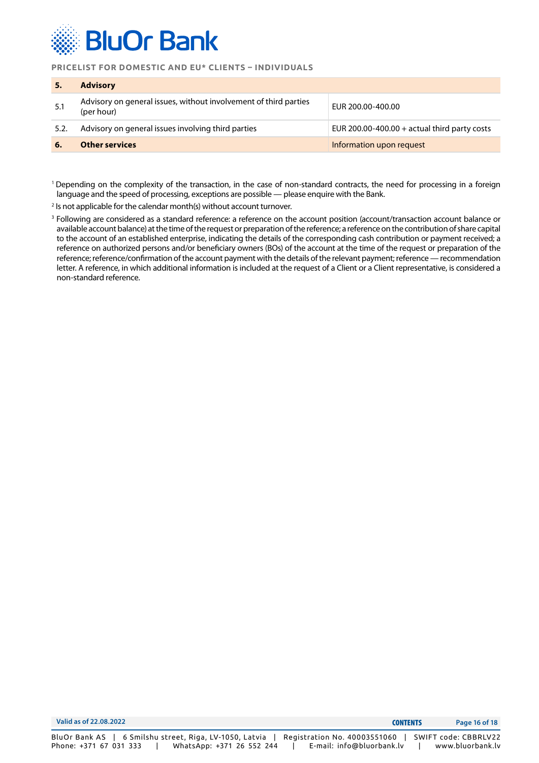| 5. | **Advisory** | |
|---|---|---|
| 5.1 | Advisory on general issues, without involvement of third parties (per hour) | EUR 200.00-400.00 |
| 5.2. | Advisory on general issues involving third parties | EUR 200.00-400.00 + actual third party costs |
| **6.** | **Other services** | Information upon request |

[1] Depending on the complexity of the transaction, in the case of non-standard contracts, the need for processing in a foreign language and the speed of processing, exceptions are possible — please enquire with the Bank.

[2] Is not applicable for the calendar month(s) without account turnover.

[3] Following are considered as a standard reference: a reference on the account position (account/transaction account balance or available account balance) at the time of the request or preparation of the reference; a reference on the contribution of share capital to the account of an established enterprise, indicating the details of the corresponding cash contribution or payment received; a reference on authorized persons and/or beneficiary owners (BOs) of the account at the time of the request or preparation of the reference; reference/confirmation of the account payment with the details of the relevant payment; reference — recommendation letter. A reference, in which additional information is included at the request of a Client or a Client representative, is considered a non-standard reference.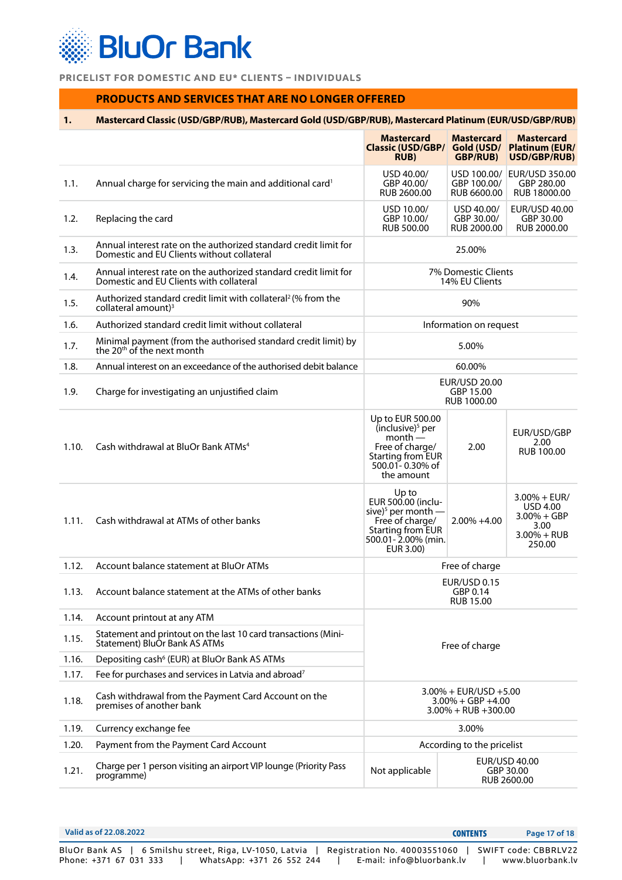PRICELIST FOR DOMESTIC AND EU* CLIENTS – INDIVIDUALS

## PRODUCTS AND SERVICES THAT ARE NO LONGER OFFERED

| 1. | Mastercard Classic (USD/GBP/RUB), Mastercard Gold (USD/GBP/RUB), Mastercard Platinum (EUR/USD/GBP/RUB) | | | |
|---|---|---|---|---|
| | | **Mastercard Classic (USD/GBP/ RUB)** | **Mastercard Gold (USD/ GBP/RUB)** | **Mastercard Platinum (EUR/ USD/GBP/RUB)** |
| 1.1. | Annual charge for servicing the main and additional card[1] | USD 40.00/ GBP 40.00/ RUB 2600.00 | USD 100.00/ GBP 100.00/ RUB 6600.00 | EUR/USD 350.00 GBP 280.00 RUB 18000.00 |
| 1.2. | Replacing the card | USD 10.00/ GBP 10.00/ RUB 500.00 | USD 40.00/ GBP 30.00/ RUB 2000.00 | EUR/USD 40.00 GBP 30.00 RUB 2000.00 |
| 1.3. | Annual interest rate on the authorized standard credit limit for Domestic and EU Clients without collateral | 25.00% | | |
| 1.4. | Annual interest rate on the authorized standard credit limit for Domestic and EU Clients with collateral | 7% Domestic Clients 14% EU Clients | | |
| 1.5. | Authorized standard credit limit with collateral[2] (% from the collateral amount)[3] | 90% | | |
| 1.6. | Authorized standard credit limit without collateral | Information on request | | |
| 1.7. | Minimal payment (from the authorised standard credit limit) by the 20th of the next month | 5.00% | | |
| 1.8. | Annual interest on an exceedance of the authorised debit balance | 60.00% | | |
| 1.9. | Charge for investigating an unjustified claim | EUR/USD 20.00 GBP 15.00 RUB 1000.00 | | |
| 1.10. | Cash withdrawal at BluOr Bank ATMs[4] | Up to EUR 500.00 (inclusive)[5] per month — Free of charge/ Starting from EUR 500.01- 0.30% of the amount | 2.00 | EUR/USD/GBP 2.00 RUB 100.00 |
| 1.11. | Cash withdrawal at ATMs of other banks | Up to EUR 500.00 (inclusive)[5] per month — Free of charge/ Starting from EUR 500.01- 2.00% (min. EUR 3.00) | 2.00% +4.00 | 3.00% + EUR/ USD 4.00 3.00% + GBP 3.00 3.00% + RUB 250.00 |
| 1.12. | Account balance statement at BluOr ATMs | Free of charge | | |
| 1.13. | Account balance statement at the ATMs of other banks | EUR/USD 0.15 GBP 0.14 RUB 15.00 | | |
| 1.14. | Account printout at any ATM | Free of charge | | |
| 1.15. | Statement and printout on the last 10 card transactions (Mini-Statement) BluOr Bank AS ATMs | | | |
| 1.16. | Depositing cash[6] (EUR) at BluOr Bank AS ATMs | | | |
| 1.17. | Fee for purchases and services in Latvia and abroad[7] | | | |
| 1.18. | Cash withdrawal from the Payment Card Account on the premises of another bank | 3.00% + EUR/USD +5.00 3.00% + GBP +4.00 3.00% + RUB +300.00 | | |
| 1.19. | Currency exchange fee | 3.00% | | |
| 1.20. | Payment from the Payment Card Account | According to the pricelist | | |
| 1.21. | Charge per 1 person visiting an airport VIP lounge (Priority Pass programme) | Not applicable | EUR/USD 40.00 GBP 30.00 RUB 2600.00 | |

Valid as of 22.08.2022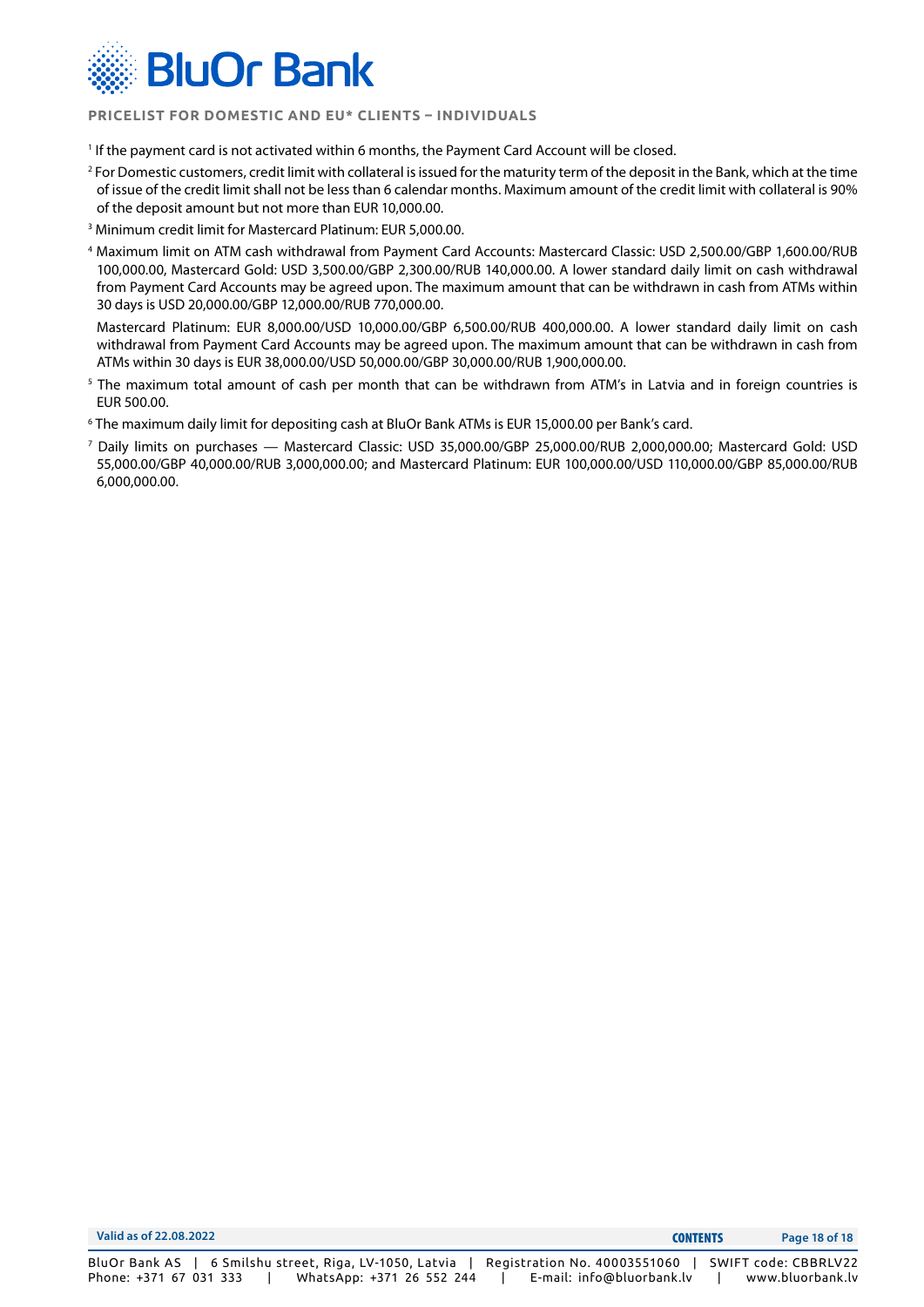[1] If the payment card is not activated within 6 months, the Payment Card Account will be closed.

[2] For Domestic customers, credit limit with collateral is issued for the maturity term of the deposit in the Bank, which at the time of issue of the credit limit shall not be less than 6 calendar months. Maximum amount of the credit limit with collateral is 90% of the deposit amount but not more than EUR 10,000.00.

[3] Minimum credit limit for Mastercard Platinum: EUR 5,000.00.

[4] Maximum limit on ATM cash withdrawal from Payment Card Accounts: Mastercard Classic: USD 2,500.00/GBP 1,600.00/RUB 100,000.00, Mastercard Gold: USD 3,500.00/GBP 2,300.00/RUB 140,000.00. A lower standard daily limit on cash withdrawal from Payment Card Accounts may be agreed upon. The maximum amount that can be withdrawn in cash from ATMs within 30 days is USD 20,000.00/GBP 12,000.00/RUB 770,000.00.

Mastercard Platinum: EUR 8,000.00/USD 10,000.00/GBP 6,500.00/RUB 400,000.00. A lower standard daily limit on cash withdrawal from Payment Card Accounts may be agreed upon. The maximum amount that can be withdrawn in cash from ATMs within 30 days is EUR 38,000.00/USD 50,000.00/GBP 30,000.00/RUB 1,900,000.00.

[5] The maximum total amount of cash per month that can be withdrawn from ATM's in Latvia and in foreign countries is EUR 500.00.

[6] The maximum daily limit for depositing cash at BluOr Bank ATMs is EUR 15,000.00 per Bank's card.

[7] Daily limits on purchases — Mastercard Classic: USD 35,000.00/GBP 25,000.00/RUB 2,000,000.00; Mastercard Gold: USD 55,000.00/GBP 40,000.00/RUB 3,000,000.00; and Mastercard Platinum: EUR 100,000.00/USD 110,000.00/GBP 85,000.00/RUB 6,000,000.00.